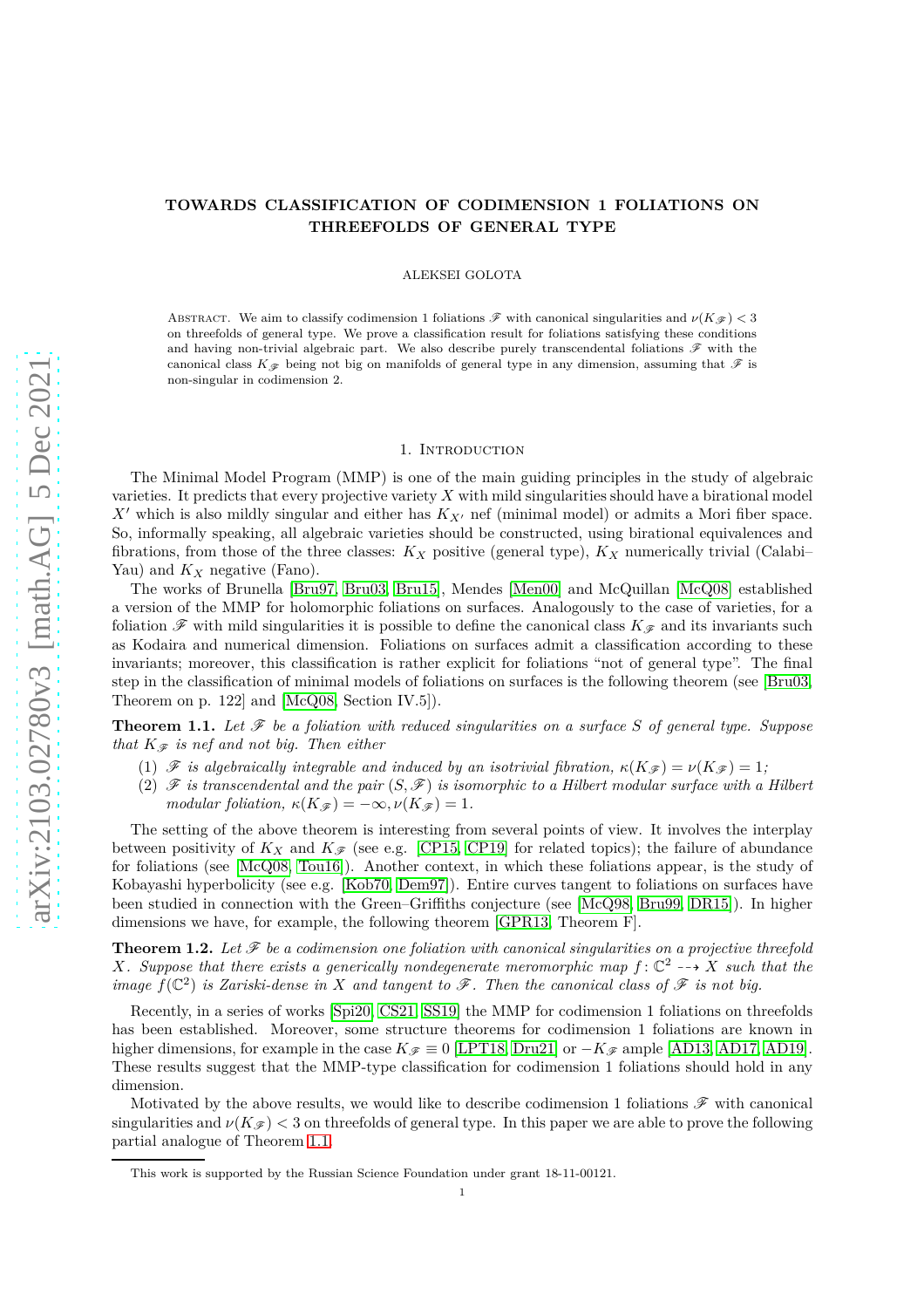# TOWARDS CLASSIFICATION OF CODIMENSION 1 FOLIATIONS ON THREEFOLDS OF GENERAL TYPE

ALEKSEI GOLOTA

Abstract. We aim to classify codimension 1 foliations $\mathscr{F}$ with canonical singularities and $\nu(K_{\mathscr{F}}) < 3$ on threefolds of general type. We prove a classification result for foliations satisfying these conditions and having non-trivial algebraic part. We also describe purely transcendental foliations $\mathscr{F}$ with the canonical class $K_{\mathscr{F}}$ being not big on manifolds of general type in any dimension, assuming that $\mathscr{F}$ is non-singular in codimension 2.

## 1. Introduction

The Minimal Model Program (MMP) is one of the main guiding principles in the study of algebraic varieties. It predicts that every projective variety $X$ with mild singularities should have a birational model $X'$ which is also mildly singular and either has $K_{X'}$ nef (minimal model) or admits a Mori fiber space. So, informally speaking, all algebraic varieties should be constructed, using birational equivalences and fibrations, from those of the three classes: $K_X$ positive (general type), $K_X$ numerically trivial (Calabi–Yau) and $K_X$ negative (Fano).

The works of Brunella [Bru97, Bru03, Bru15], Mendes [Men00] and McQuillan [McQ08] established a version of the MMP for holomorphic foliations on surfaces. Analogously to the case of varieties, for a foliation $\mathscr{F}$ with mild singularities it is possible to define the canonical class $K_{\mathscr{F}}$ and its invariants such as Kodaira and numerical dimension. Foliations on surfaces admit a classification according to these invariants; moreover, this classification is rather explicit for foliations "not of general type". The final step in the classification of minimal models of foliations on surfaces is the following theorem (see [Bru03, Theorem on p. 122] and [McQ08, Section IV.5]).

**Theorem 1.1.** *Let $\mathscr{F}$ be a foliation with reduced singularities on a surface $S$ of general type. Suppose that $K_{\mathscr{F}}$ is nef and not big. Then either*

1. *$\mathscr{F}$ is algebraically integrable and induced by an isotrivial fibration, $\kappa(K_{\mathscr{F}}) = \nu(K_{\mathscr{F}}) = 1$;*
2. *$\mathscr{F}$ is transcendental and the pair $(S, \mathscr{F})$ is isomorphic to a Hilbert modular surface with a Hilbert modular foliation, $\kappa(K_{\mathscr{F}}) = -\infty, \nu(K_{\mathscr{F}}) = 1$.*

The setting of the above theorem is interesting from several points of view. It involves the interplay between positivity of $K_X$ and $K_{\mathscr{F}}$ (see e.g. [CP15, CP19] for related topics); the failure of abundance for foliations (see [McQ08, Tou16]). Another context, in which these foliations appear, is the study of Kobayashi hyperbolicity (see e.g. [Kob70, Dem97]). Entire curves tangent to foliations on surfaces have been studied in connection with the Green–Griffiths conjecture (see [McQ98, Bru99, DR15]). In higher dimensions we have, for example, the following theorem [GPR13, Theorem F].

**Theorem 1.2.** *Let $\mathscr{F}$ be a codimension one foliation with canonical singularities on a projective threefold $X$. Suppose that there exists a generically nondegenerate meromorphic map $f\colon \mathbb{C}^2 \dashrightarrow X$ such that the image $f(\mathbb{C}^2)$ is Zariski-dense in $X$ and tangent to $\mathscr{F}$. Then the canonical class of $\mathscr{F}$ is not big.*

Recently, in a series of works [Spi20, CS21, SS19] the MMP for codimension 1 foliations on threefolds has been established. Moreover, some structure theorems for codimension 1 foliations are known in higher dimensions, for example in the case $K_{\mathscr{F}} \equiv 0$ [LPT18, Dru21] or $-K_{\mathscr{F}}$ ample [AD13, AD17, AD19]. These results suggest that the MMP-type classification for codimension 1 foliations should hold in any dimension.

Motivated by the above results, we would like to describe codimension 1 foliations $\mathscr{F}$ with canonical singularities and $\nu(K_{\mathscr{F}}) < 3$ on threefolds of general type. In this paper we are able to prove the following partial analogue of Theorem 1.1.

This work is supported by the Russian Science Foundation under grant 18-11-00121.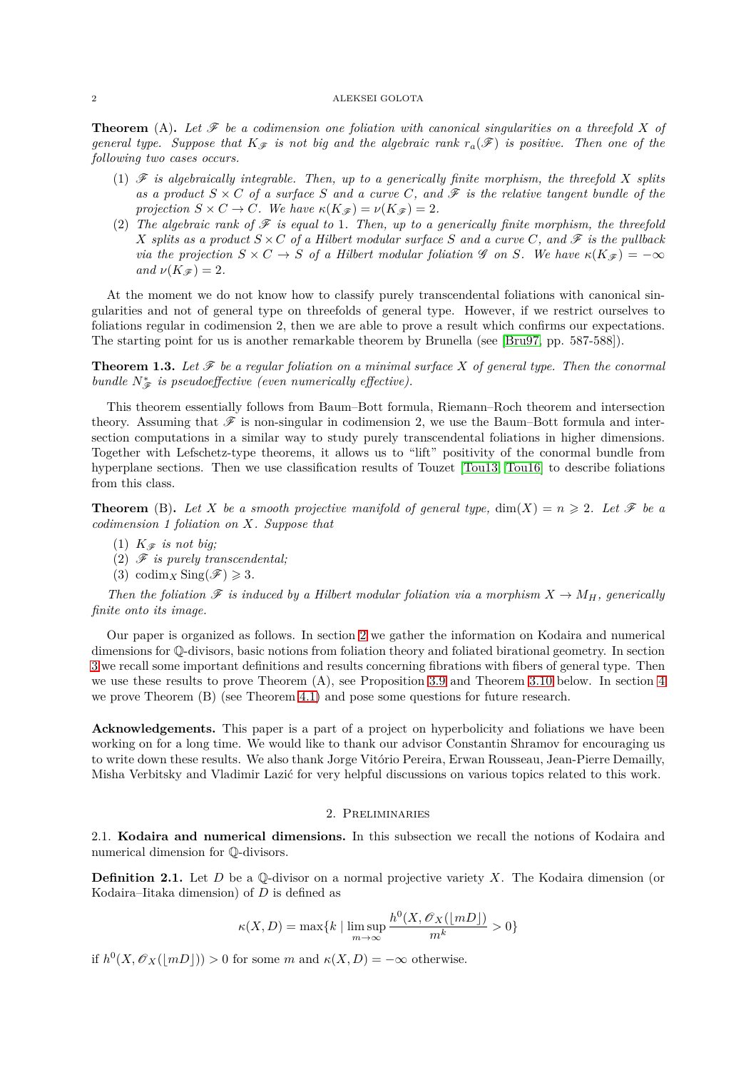**Theorem** (A)**.** *Let $\mathscr{F}$ be a codimension one foliation with canonical singularities on a threefold $X$ of general type. Suppose that $K_{\mathscr{F}}$ is not big and the algebraic rank $r_a(\mathscr{F})$ is positive. Then one of the following two cases occurs.*

1. *$\mathscr{F}$ is algebraically integrable. Then, up to a generically finite morphism, the threefold $X$ splits as a product $S \times C$ of a surface $S$ and a curve $C$, and $\mathscr{F}$ is the relative tangent bundle of the projection $S \times C \to C$. We have $\kappa(K_{\mathscr{F}}) = \nu(K_{\mathscr{F}}) = 2$.*
2. *The algebraic rank of $\mathscr{F}$ is equal to 1. Then, up to a generically finite morphism, the threefold $X$ splits as a product $S \times C$ of a Hilbert modular surface $S$ and a curve $C$, and $\mathscr{F}$ is the pullback via the projection $S \times C \to S$ of a Hilbert modular foliation $\mathscr{G}$ on $S$. We have $\kappa(K_{\mathscr{F}}) = -\infty$ and $\nu(K_{\mathscr{F}}) = 2$.*

At the moment we do not know how to classify purely transcendental foliations with canonical singularities and not of general type on threefolds of general type. However, if we restrict ourselves to foliations regular in codimension 2, then we are able to prove a result which confirms our expectations. The starting point for us is another remarkable theorem by Brunella (see [Bru97, pp. 587-588]).

**Theorem 1.3.** *Let $\mathscr{F}$ be a regular foliation on a minimal surface $X$ of general type. Then the conormal bundle $N^*_{\mathscr{F}}$ is pseudoeffective (even numerically effective).*

This theorem essentially follows from Baum–Bott formula, Riemann–Roch theorem and intersection theory. Assuming that $\mathscr{F}$ is non-singular in codimension 2, we use the Baum–Bott formula and intersection computations in a similar way to study purely transcendental foliations in higher dimensions. Together with Lefschetz-type theorems, it allows us to "lift" positivity of the conormal bundle from hyperplane sections. Then we use classification results of Touzet [Tou13] [Tou16] to describe foliations from this class.

**Theorem** (B)**.** *Let $X$ be a smooth projective manifold of general type, $\dim(X) = n \geqslant 2$. Let $\mathscr{F}$ be a codimension 1 foliation on $X$. Suppose that*

1. *$K_{\mathscr{F}}$ is not big;*
2. *$\mathscr{F}$ is purely transcendental;*
3. *$\operatorname{codim}_X \operatorname{Sing}(\mathscr{F}) \geqslant 3$.*

*Then the foliation $\mathscr{F}$ is induced by a Hilbert modular foliation via a morphism $X \to M_H$, generically finite onto its image.*

Our paper is organized as follows. In section 2 we gather the information on Kodaira and numerical dimensions for $\mathbb{Q}$-divisors, basic notions from foliation theory and foliated birational geometry. In section 3 we recall some important definitions and results concerning fibrations with fibers of general type. Then we use these results to prove Theorem (A), see Proposition 3.9 and Theorem 3.10 below. In section 4 we prove Theorem (B) (see Theorem 4.1) and pose some questions for future research.

**Acknowledgements.** This paper is a part of a project on hyperbolicity and foliations we have been working on for a long time. We would like to thank our advisor Constantin Shramov for encouraging us to write down these results. We also thank Jorge Vitório Pereira, Erwan Rousseau, Jean-Pierre Demailly, Misha Verbitsky and Vladimir Lazić for very helpful discussions on various topics related to this work.

## 2. Preliminaries

2.1. **Kodaira and numerical dimensions.** In this subsection we recall the notions of Kodaira and numerical dimension for $\mathbb{Q}$-divisors.

**Definition 2.1.** Let $D$ be a $\mathbb{Q}$-divisor on a normal projective variety $X$. The Kodaira dimension (or Kodaira–Iitaka dimension) of $D$ is defined as

$$\kappa(X, D) = \max\{k \mid \limsup_{m \to \infty} \frac{h^0(X, \mathscr{O}_X(\lfloor mD \rfloor)}{m^k} > 0\}$$

if $h^0(X, \mathscr{O}_X(\lfloor mD \rfloor)) > 0$ for some $m$ and $\kappa(X, D) = -\infty$ otherwise.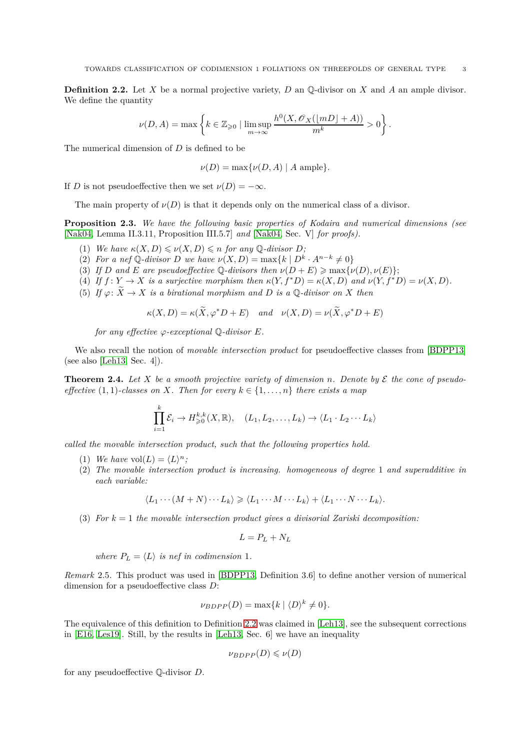**Definition 2.2.** Let $X$ be a normal projective variety, $D$ an $\mathbb{Q}$-divisor on $X$ and $A$ an ample divisor. We define the quantity

$$\nu(D, A) = \max \left\{ k \in \mathbb{Z}_{\geqslant 0} \mid \limsup_{m \to \infty} \frac{h^0(X, \mathscr{O}_X(\lfloor mD \rfloor + A))}{m^k} > 0 \right\}.$$

The numerical dimension of $D$ is defined to be

$$\nu(D) = \max\{\nu(D, A) \mid A \text{ ample}\}.$$

If $D$ is not pseudoeffective then we set $\nu(D) = -\infty$.

The main property of $\nu(D)$ is that it depends only on the numerical class of a divisor.

**Proposition 2.3.** *We have the following basic properties of Kodaira and numerical dimensions (see [Nak04, Lemma II.3.11, Proposition III.5.7] and [Nak04, Sec. V] for proofs).*

1. *We have $\kappa(X, D) \leqslant \nu(X, D) \leqslant n$ for any $\mathbb{Q}$-divisor $D$;*
2. *For a nef $\mathbb{Q}$-divisor $D$ we have $\nu(X, D) = \max\{k \mid D^k \cdot A^{n-k} \neq 0\}$*
3. *If $D$ and $E$ are pseudoeffective $\mathbb{Q}$-divisors then $\nu(D + E) \geqslant \max\{\nu(D), \nu(E)\}$;*
4. *If $f : Y \to X$ is a surjective morphism then $\kappa(Y, f^*D) = \kappa(X, D)$ and $\nu(Y, f^*D) = \nu(X, D)$.*
5. *If $\varphi\colon \widetilde{X} \to X$ is a birational morphism and $D$ is a $\mathbb{Q}$-divisor on $X$ then*
$$\kappa(X, D) = \kappa(\widetilde{X}, \varphi^*D + E) \quad \text{and} \quad \nu(X, D) = \nu(\widetilde{X}, \varphi^*D + E)$$
*for any effective $\varphi$-exceptional $\mathbb{Q}$-divisor $E$.*

We also recall the notion of *movable intersection product* for pseudoeffective classes from [BDPP13] (see also [Leh13, Sec. 4]).

**Theorem 2.4.** *Let $X$ be a smooth projective variety of dimension $n$. Denote by $\mathcal{E}$ the cone of pseudoeffective $(1,1)$-classes on $X$. Then for every $k \in \{1, \dots, n\}$ there exists a map*

$$\prod_{i=1}^{k} \mathcal{E}_i \to H^{k,k}_{\geqslant 0}(X, \mathbb{R}), \quad (L_1, L_2, \dots, L_k) \to \langle L_1 \cdot L_2 \cdots L_k \rangle$$

*called the movable intersection product, such that the following properties hold.*

1. *We have $\operatorname{vol}(L) = \langle L \rangle^n$;*
2. *The movable intersection product is increasing. homogeneous of degree 1 and superadditive in each variable:*
$$\langle L_1 \cdots (M + N) \cdots L_k \rangle \geqslant \langle L_1 \cdots M \cdots L_k \rangle + \langle L_1 \cdots N \cdots L_k \rangle.$$
3. *For $k = 1$ the movable intersection product gives a divisorial Zariski decomposition:*
$$L = P_L + N_L$$
*where $P_L = \langle L \rangle$ is nef in codimension 1.*

*Remark* 2.5. This product was used in [BDPP13, Definition 3.6] to define another version of numerical dimension for a pseudoeffective class $D$:

$$\nu_{BDPP}(D) = \max\{k \mid \langle D \rangle^k \neq 0\}.$$

The equivalence of this definition to Definition 2.2 was claimed in [Leh13], see the subsequent corrections in [E16, Les19]. Still, by the results in [Leh13, Sec. 6] we have an inequality

$$\nu_{BDPP}(D) \leqslant \nu(D)$$

for any pseudoeffective $\mathbb{Q}$-divisor $D$.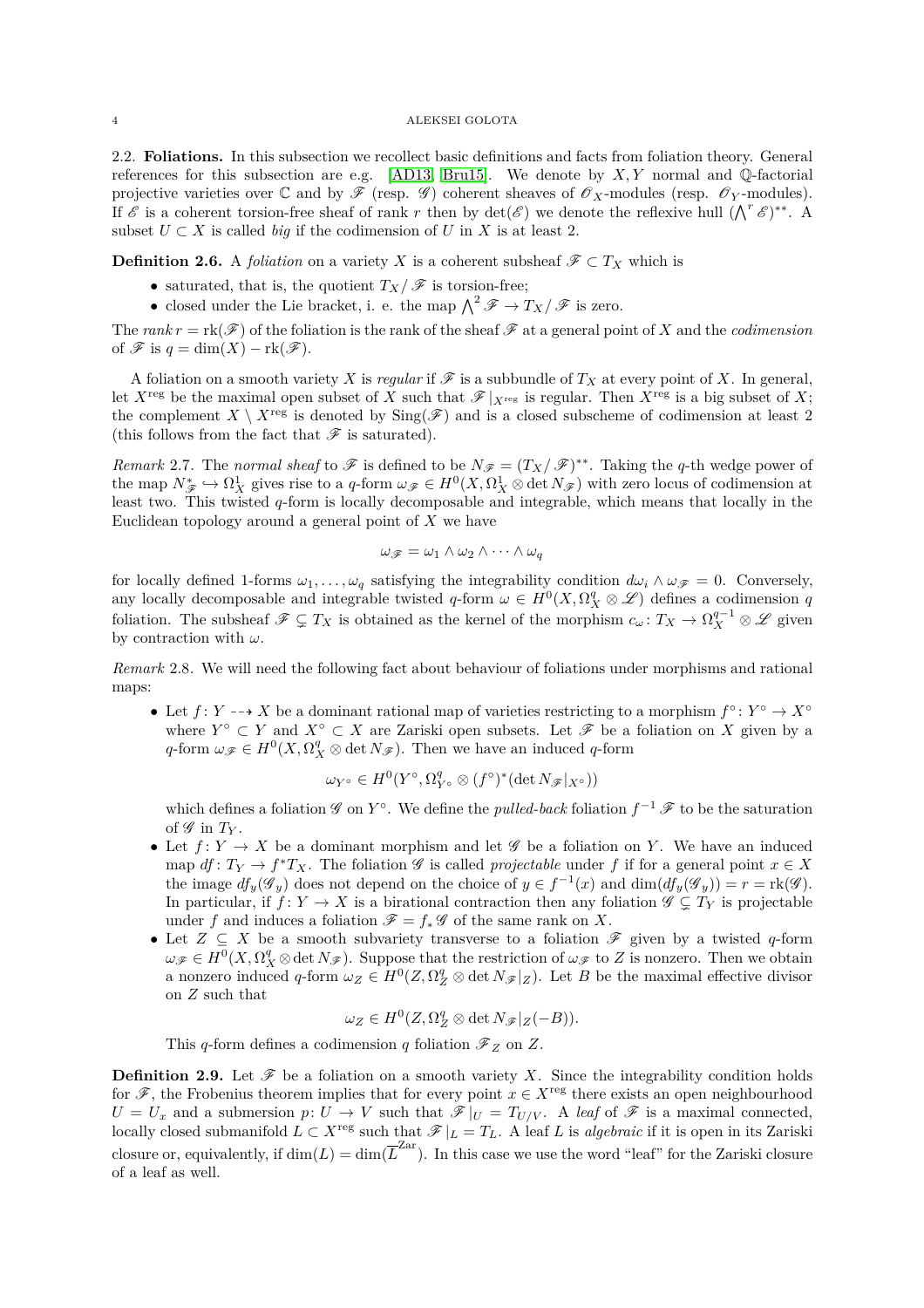### 2.2. Foliations.

In this subsection we recollect basic definitions and facts from foliation theory. General references for this subsection are e.g. [AD13, Bru15]. We denote by $X, Y$ normal and $\mathbb{Q}$-factorial projective varieties over $\mathbb{C}$ and by $\mathscr{F}$ (resp. $\mathscr{G}$) coherent sheaves of $\mathscr{O}_X$-modules (resp. $\mathscr{O}_Y$-modules). If $\mathscr{E}$ is a coherent torsion-free sheaf of rank $r$ then by $\det(\mathscr{E})$ we denote the reflexive hull $(\bigwedge^r \mathscr{E})^{**}$. A subset $U \subset X$ is called *big* if the codimension of $U$ in $X$ is at least 2.

**Definition 2.6.** A *foliation* on a variety $X$ is a coherent subsheaf $\mathscr{F} \subset T_X$ which is

- saturated, that is, the quotient $T_X / \mathscr{F}$ is torsion-free;
- closed under the Lie bracket, i. e. the map $\bigwedge^2 \mathscr{F} \to T_X / \mathscr{F}$ is zero.

The *rank* $r = \mathrm{rk}(\mathscr{F})$ of the foliation is the rank of the sheaf $\mathscr{F}$ at a general point of $X$ and the *codimension* of $\mathscr{F}$ is $q = \dim(X) - \mathrm{rk}(\mathscr{F})$.

A foliation on a smooth variety $X$ is *regular* if $\mathscr{F}$ is a subbundle of $T_X$ at every point of $X$. In general, let $X^{\mathrm{reg}}$ be the maximal open subset of $X$ such that $\mathscr{F}|_{X^{\mathrm{reg}}}$ is regular. Then $X^{\mathrm{reg}}$ is a big subset of $X$; the complement $X \setminus X^{\mathrm{reg}}$ is denoted by $\mathrm{Sing}(\mathscr{F})$ and is a closed subscheme of codimension at least 2 (this follows from the fact that $\mathscr{F}$ is saturated).

*Remark* 2.7. The *normal sheaf* to $\mathscr{F}$ is defined to be $N_{\mathscr{F}} = (T_X / \mathscr{F})^{**}$. Taking the $q$-th wedge power of the map $N^*_{\mathscr{F}} \hookrightarrow \Omega^1_X$ gives rise to a $q$-form $\omega_{\mathscr{F}} \in H^0(X, \Omega^1_X \otimes \det N_{\mathscr{F}})$ with zero locus of codimension at least two. This twisted $q$-form is locally decomposable and integrable, which means that locally in the Euclidean topology around a general point of $X$ we have

$$\omega_{\mathscr{F}} = \omega_1 \wedge \omega_2 \wedge \cdots \wedge \omega_q$$

for locally defined 1-forms $\omega_1, \ldots, \omega_q$ satisfying the integrability condition $d\omega_i \wedge \omega_{\mathscr{F}} = 0$. Conversely, any locally decomposable and integrable twisted $q$-form $\omega \in H^0(X, \Omega^q_X \otimes \mathscr{L})$ defines a codimension $q$ foliation. The subsheaf $\mathscr{F} \subsetneq T_X$ is obtained as the kernel of the morphism $c_\omega \colon T_X \to \Omega^{q-1}_X \otimes \mathscr{L}$ given by contraction with $\omega$.

*Remark* 2.8. We will need the following fact about behaviour of foliations under morphisms and rational maps:

- Let $f \colon Y \dashrightarrow X$ be a dominant rational map of varieties restricting to a morphism $f^\circ \colon Y^\circ \to X^\circ$ where $Y^\circ \subset Y$ and $X^\circ \subset X$ are Zariski open subsets. Let $\mathscr{F}$ be a foliation on $X$ given by a $q$-form $\omega_{\mathscr{F}} \in H^0(X, \Omega^q_X \otimes \det N_{\mathscr{F}})$. Then we have an induced $q$-form
$$\omega_{Y^\circ} \in H^0(Y^\circ, \Omega^q_{Y^\circ} \otimes (f^\circ)^*(\det N_{\mathscr{F}}|_{X^\circ}))$$
which defines a foliation $\mathscr{G}$ on $Y^\circ$. We define the *pulled-back* foliation $f^{-1}\mathscr{F}$ to be the saturation of $\mathscr{G}$ in $T_Y$.
- Let $f \colon Y \to X$ be a dominant morphism and let $\mathscr{G}$ be a foliation on $Y$. We have an induced map $df \colon T_Y \to f^* T_X$. The foliation $\mathscr{G}$ is called *projectable* under $f$ if for a general point $x \in X$ the image $df_y(\mathscr{G}_y)$ does not depend on the choice of $y \in f^{-1}(x)$ and $\dim(df_y(\mathscr{G}_y)) = r = \mathrm{rk}(\mathscr{G})$. In particular, if $f \colon Y \to X$ is a birational contraction then any foliation $\mathscr{G} \subsetneq T_Y$ is projectable under $f$ and induces a foliation $\mathscr{F} = f_* \mathscr{G}$ of the same rank on $X$.
- Let $Z \subseteq X$ be a smooth subvariety transverse to a foliation $\mathscr{F}$ given by a twisted $q$-form $\omega_{\mathscr{F}} \in H^0(X, \Omega^q_X \otimes \det N_{\mathscr{F}})$. Suppose that the restriction of $\omega_{\mathscr{F}}$ to $Z$ is nonzero. Then we obtain a nonzero induced $q$-form $\omega_Z \in H^0(Z, \Omega^q_Z \otimes \det N_{\mathscr{F}}|_Z)$. Let $B$ be the maximal effective divisor on $Z$ such that
$$\omega_Z \in H^0(Z, \Omega^q_Z \otimes \det N_{\mathscr{F}}|_Z(-B)).$$
This $q$-form defines a codimension $q$ foliation $\mathscr{F}_Z$ on $Z$.

**Definition 2.9.** Let $\mathscr{F}$ be a foliation on a smooth variety $X$. Since the integrability condition holds for $\mathscr{F}$, the Frobenius theorem implies that for every point $x \in X^{\mathrm{reg}}$ there exists an open neighbourhood $U = U_x$ and a submersion $p \colon U \to V$ such that $\mathscr{F}|_U = T_{U/V}$. A *leaf* of $\mathscr{F}$ is a maximal connected, locally closed submanifold $L \subset X^{\mathrm{reg}}$ such that $\mathscr{F}|_L = T_L$. A leaf $L$ is *algebraic* if it is open in its Zariski closure or, equivalently, if $\dim(L) = \dim(\overline{L}^{\mathrm{Zar}})$. In this case we use the word "leaf" for the Zariski closure of a leaf as well.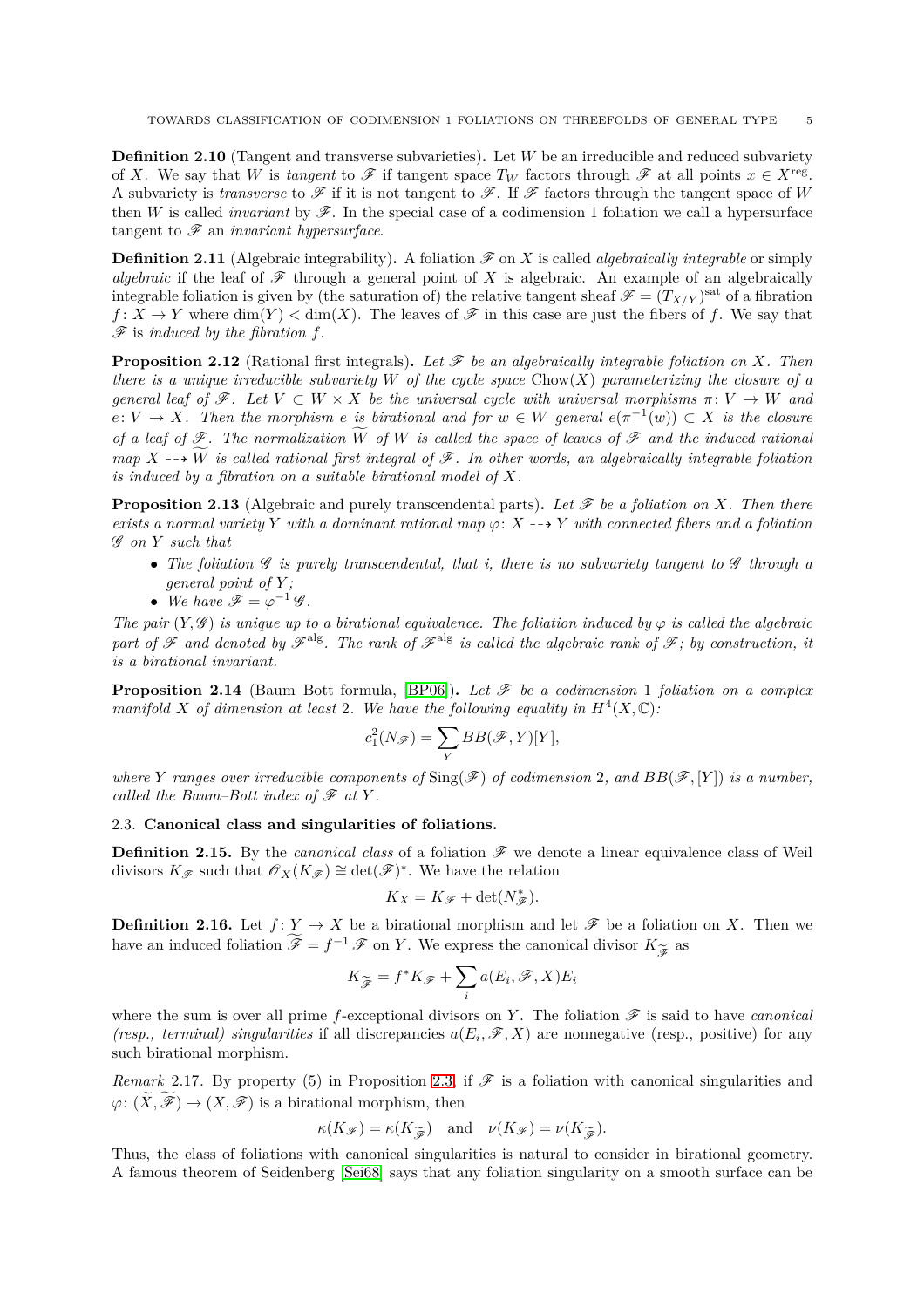**Definition 2.10** (Tangent and transverse subvarieties)**.** Let $W$ be an irreducible and reduced subvariety of $X$. We say that $W$ is *tangent* to $\mathscr{F}$ if tangent space $T_W$ factors through $\mathscr{F}$ at all points $x \in X^{\mathrm{reg}}$. A subvariety is *transverse* to $\mathscr{F}$ if it is not tangent to $\mathscr{F}$. If $\mathscr{F}$ factors through the tangent space of $W$ then $W$ is called *invariant* by $\mathscr{F}$. In the special case of a codimension 1 foliation we call a hypersurface tangent to $\mathscr{F}$ an *invariant hypersurface*.

**Definition 2.11** (Algebraic integrability)**.** A foliation $\mathscr{F}$ on $X$ is called *algebraically integrable* or simply *algebraic* if the leaf of $\mathscr{F}$ through a general point of $X$ is algebraic. An example of an algebraically integrable foliation is given by (the saturation of) the relative tangent sheaf $\mathscr{F} = (T_{X/Y})^{\mathrm{sat}}$ of a fibration $f: X \to Y$ where $\dim(Y) < \dim(X)$. The leaves of $\mathscr{F}$ in this case are just the fibers of $f$. We say that $\mathscr{F}$ is *induced by the fibration* $f$.

**Proposition 2.12** (Rational first integrals)**.** *Let $\mathscr{F}$ be an algebraically integrable foliation on $X$. Then there is a unique irreducible subvariety $W$ of the cycle space $\mathrm{Chow}(X)$ parameterizing the closure of a general leaf of $\mathscr{F}$. Let $V \subset W \times X$ be the universal cycle with universal morphisms $\pi: V \to W$ and $e: V \to X$. Then the morphism $e$ is birational and for $w \in W$ general $e(\pi^{-1}(w)) \subset X$ is the closure of a leaf of $\mathscr{F}$. The normalization $\widetilde{W}$ of $W$ is called the space of leaves of $\mathscr{F}$ and the induced rational map $X \dashrightarrow \widetilde{W}$ is called rational first integral of $\mathscr{F}$. In other words, an algebraically integrable foliation is induced by a fibration on a suitable birational model of $X$.*

**Proposition 2.13** (Algebraic and purely transcendental parts)**.** *Let $\mathscr{F}$ be a foliation on $X$. Then there exists a normal variety $Y$ with a dominant rational map $\varphi: X \dashrightarrow Y$ with connected fibers and a foliation $\mathscr{G}$ on $Y$ such that*

- *The foliation $\mathscr{G}$ is purely transcendental, that i, there is no subvariety tangent to $\mathscr{G}$ through a general point of $Y$;*
- *We have $\mathscr{F} = \varphi^{-1}\mathscr{G}$.*

*The pair $(Y, \mathscr{G})$ is unique up to a birational equivalence. The foliation induced by $\varphi$ is called the algebraic part of $\mathscr{F}$ and denoted by $\mathscr{F}^{\mathrm{alg}}$. The rank of $\mathscr{F}^{\mathrm{alg}}$ is called the algebraic rank of $\mathscr{F}$; by construction, it is a birational invariant.*

**Proposition 2.14** (Baum–Bott formula, [BP06])**.** *Let $\mathscr{F}$ be a codimension 1 foliation on a complex manifold $X$ of dimension at least 2. We have the following equality in $H^4(X, \mathbb{C})$:*

$$c_1^2(N_{\mathscr{F}}) = \sum_{Y} BB(\mathscr{F}, Y)[Y],$$

*where $Y$ ranges over irreducible components of $\mathrm{Sing}(\mathscr{F})$ of codimension 2, and $BB(\mathscr{F}, [Y])$ is a number, called the Baum–Bott index of $\mathscr{F}$ at $Y$.*

### 2.3. Canonical class and singularities of foliations.

**Definition 2.15.** By the *canonical class* of a foliation $\mathscr{F}$ we denote a linear equivalence class of Weil divisors $K_{\mathscr{F}}$ such that $\mathscr{O}_X(K_{\mathscr{F}}) \cong \det(\mathscr{F})^*$. We have the relation

$$K_X = K_{\mathscr{F}} + \det(N_{\mathscr{F}}^*).$$

**Definition 2.16.** Let $f: Y \to X$ be a birational morphism and let $\mathscr{F}$ be a foliation on $X$. Then we have an induced foliation $\widetilde{\mathscr{F}} = f^{-1}\mathscr{F}$ on $Y$. We express the canonical divisor $K_{\widetilde{\mathscr{F}}}$ as

$$K_{\widetilde{\mathscr{F}}} = f^*K_{\mathscr{F}} + \sum_i a(E_i, \mathscr{F}, X)E_i$$

where the sum is over all prime $f$-exceptional divisors on $Y$. The foliation $\mathscr{F}$ is said to have *canonical (resp., terminal) singularities* if all discrepancies $a(E_i, \mathscr{F}, X)$ are nonnegative (resp., positive) for any such birational morphism.

*Remark* 2.17. By property (5) in Proposition 2.3, if $\mathscr{F}$ is a foliation with canonical singularities and $\varphi: (\widetilde{X}, \widetilde{\mathscr{F}}) \to (X, \mathscr{F})$ is a birational morphism, then

$$\kappa(K_{\mathscr{F}}) = \kappa(K_{\widetilde{\mathscr{F}}}) \quad \text{and} \quad \nu(K_{\mathscr{F}}) = \nu(K_{\widetilde{\mathscr{F}}}).$$

Thus, the class of foliations with canonical singularities is natural to consider in birational geometry. A famous theorem of Seidenberg [Sei68] says that any foliation singularity on a smooth surface can be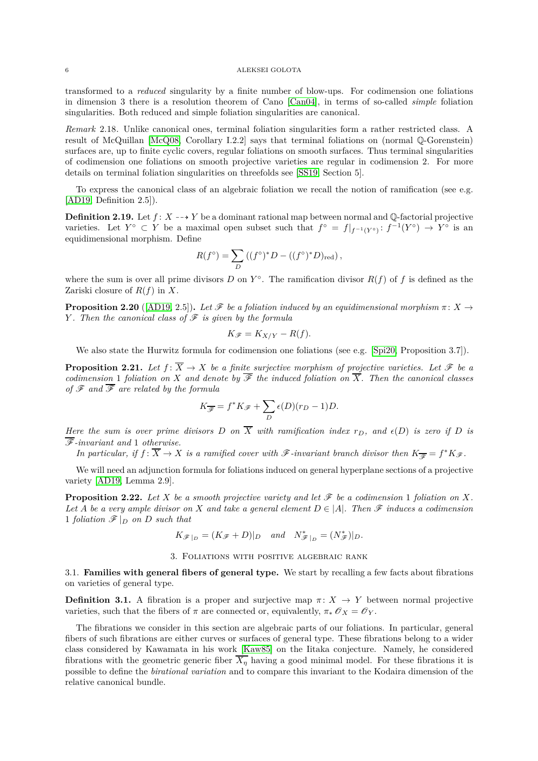transformed to a *reduced* singularity by a finite number of blow-ups. For codimension one foliations in dimension 3 there is a resolution theorem of Cano [Can04], in terms of so-called *simple* foliation singularities. Both reduced and simple foliation singularities are canonical.

*Remark* 2.18. Unlike canonical ones, terminal foliation singularities form a rather restricted class. A result of McQuillan [McQ08, Corollary I.2.2] says that terminal foliations on (normal $\mathbb{Q}$-Gorenstein) surfaces are, up to finite cyclic covers, regular foliations on smooth surfaces. Thus terminal singularities of codimension one foliations on smooth projective varieties are regular in codimension 2. For more details on terminal foliation singularities on threefolds see [SS19, Section 5].

To express the canonical class of an algebraic foliation we recall the notion of ramification (see e.g. [AD19, Definition 2.5]).

**Definition 2.19.** Let $f\colon X \dashrightarrow Y$ be a dominant rational map between normal and $\mathbb{Q}$-factorial projective varieties. Let $Y^\circ \subset Y$ be a maximal open subset such that $f^\circ = f|_{f^{-1}(Y^\circ)}\colon f^{-1}(Y^\circ) \to Y^\circ$ is an equidimensional morphism. Define

$$R(f^\circ) = \sum_D \left((f^\circ)^* D - ((f^\circ)^* D)_{\mathrm{red}}\right),$$

where the sum is over all prime divisors $D$ on $Y^\circ$. The ramification divisor $R(f)$ of $f$ is defined as the Zariski closure of $R(f)$ in $X$.

**Proposition 2.20** ([AD19, 2.5])**.** *Let $\mathscr{F}$ be a foliation induced by an equidimensional morphism $\pi\colon X \to Y$. Then the canonical class of $\mathscr{F}$ is given by the formula*

$$K_{\mathscr{F}} = K_{X/Y} - R(f).$$

We also state the Hurwitz formula for codimension one foliations (see e.g. [Spi20, Proposition 3.7]).

**Proposition 2.21.** *Let $f\colon \overline{X} \to X$ be a finite surjective morphism of projective varieties. Let $\mathscr{F}$ be a codimension 1 foliation on $X$ and denote by $\overline{\mathscr{F}}$ the induced foliation on $\overline{X}$. Then the canonical classes of $\mathscr{F}$ and $\overline{\mathscr{F}}$ are related by the formula*

$$K_{\overline{\mathscr{F}}} = f^* K_{\mathscr{F}} + \sum_D \epsilon(D)(r_D - 1)D.$$

*Here the sum is over prime divisors $D$ on $\overline{X}$ with ramification index $r_D$, and $\epsilon(D)$ is zero if $D$ is $\overline{\mathscr{F}}$-invariant and 1 otherwise.*

*In particular, if $f\colon \overline{X} \to X$ is a ramified cover with $\mathscr{F}$-invariant branch divisor then $K_{\overline{\mathscr{F}}} = f^* K_{\mathscr{F}}$.*

We will need an adjunction formula for foliations induced on general hyperplane sections of a projective variety [AD19, Lemma 2.9].

**Proposition 2.22.** *Let $X$ be a smooth projective variety and let $\mathscr{F}$ be a codimension 1 foliation on $X$. Let $A$ be a very ample divisor on $X$ and take a general element $D \in |A|$. Then $\mathscr{F}$ induces a codimension 1 foliation $\mathscr{F}|_D$ on $D$ such that*

$$K_{\mathscr{F}|_D} = (K_{\mathscr{F}} + D)|_D \quad \text{and} \quad N^*_{\mathscr{F}|_D} = (N^*_{\mathscr{F}})|_D.$$

## 3. Foliations with positive algebraic rank

### 3.1. Families with general fibers of general type.

We start by recalling a few facts about fibrations on varieties of general type.

**Definition 3.1.** A fibration is a proper and surjective map $\pi\colon X \to Y$ between normal projective varieties, such that the fibers of $\pi$ are connected or, equivalently, $\pi_* \mathscr{O}_X = \mathscr{O}_Y$.

The fibrations we consider in this section are algebraic parts of our foliations. In particular, general fibers of such fibrations are either curves or surfaces of general type. These fibrations belong to a wider class considered by Kawamata in his work [Kaw85] on the Iitaka conjecture. Namely, he considered fibrations with the geometric generic fiber $\overline{X_\eta}$ having a good minimal model. For these fibrations it is possible to define the *birational variation* and to compare this invariant to the Kodaira dimension of the relative canonical bundle.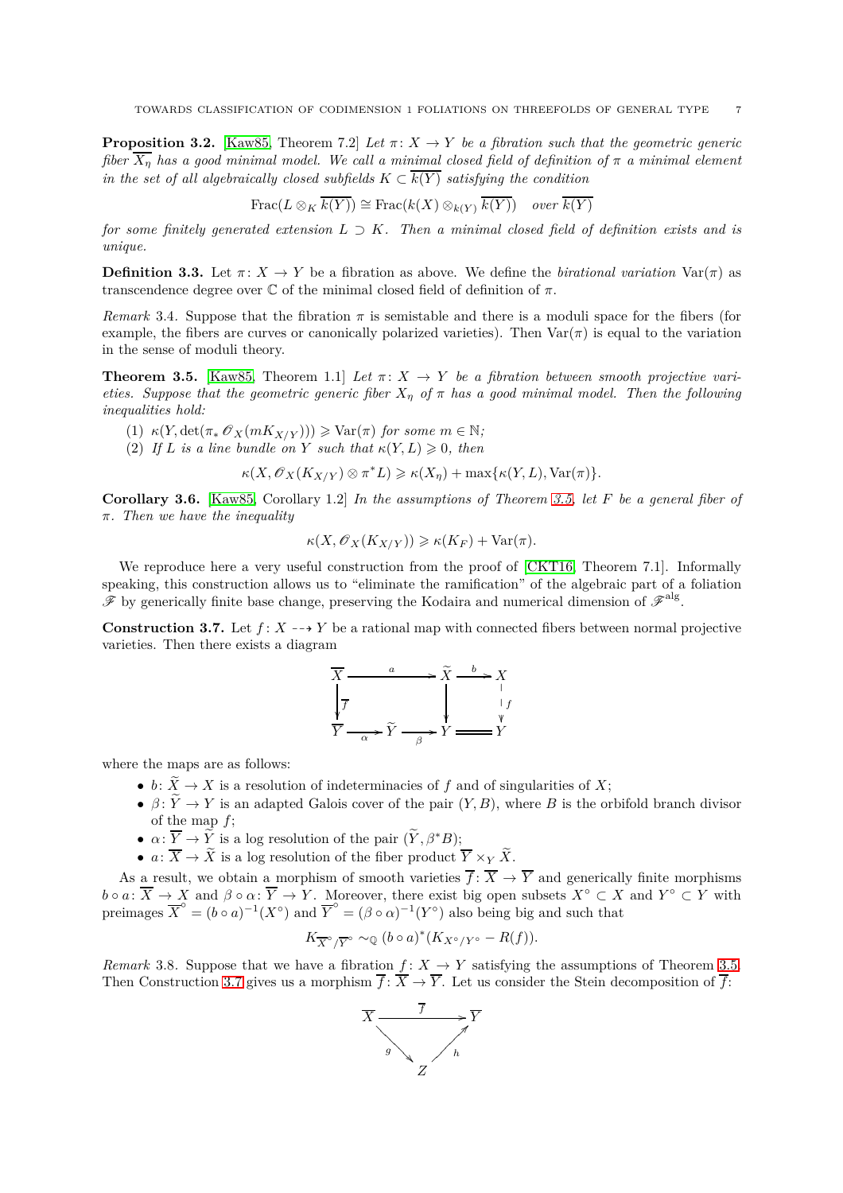**Proposition 3.2.** [Kaw85, Theorem 7.2] *Let $\pi\colon X \to Y$ be a fibration such that the geometric generic fiber $\overline{X_\eta}$ has a good minimal model. We call a minimal closed field of definition of $\pi$ a minimal element in the set of all algebraically closed subfields $K \subset \overline{k(Y)}$ satisfying the condition*

$$\mathrm{Frac}(L \otimes_K \overline{k(Y)}) \cong \mathrm{Frac}(k(X) \otimes_{k(Y)} \overline{k(Y)}) \quad \text{over } \overline{k(Y)}$$

*for some finitely generated extension $L \supset K$. Then a minimal closed field of definition exists and is unique.*

**Definition 3.3.** Let $\pi\colon X \to Y$ be a fibration as above. We define the *birational variation* $\mathrm{Var}(\pi)$ as transcendence degree over $\mathbb{C}$ of the minimal closed field of definition of $\pi$.

*Remark* 3.4. Suppose that the fibration $\pi$ is semistable and there is a moduli space for the fibers (for example, the fibers are curves or canonically polarized varieties). Then $\mathrm{Var}(\pi)$ is equal to the variation in the sense of moduli theory.

**Theorem 3.5.** [Kaw85, Theorem 1.1] *Let $\pi\colon X \to Y$ be a fibration between smooth projective varieties. Suppose that the geometric generic fiber $X_\eta$ of $\pi$ has a good minimal model. Then the following inequalities hold:*

1. *$\kappa(Y, \det(\pi_* \mathscr{O}_X(mK_{X/Y}))) \geqslant \mathrm{Var}(\pi)$ for some $m \in \mathbb{N}$;*
2. *If $L$ is a line bundle on $Y$ such that $\kappa(Y, L) \geqslant 0$, then*

$$\kappa(X, \mathscr{O}_X(K_{X/Y}) \otimes \pi^* L) \geqslant \kappa(X_\eta) + \max\{\kappa(Y, L), \mathrm{Var}(\pi)\}.$$

**Corollary 3.6.** [Kaw85, Corollary 1.2] *In the assumptions of Theorem 3.5, let $F$ be a general fiber of $\pi$. Then we have the inequality*

$$\kappa(X, \mathscr{O}_X(K_{X/Y})) \geqslant \kappa(K_F) + \mathrm{Var}(\pi).$$

We reproduce here a very useful construction from the proof of [CKT16, Theorem 7.1]. Informally speaking, this construction allows us to "eliminate the ramification" of the algebraic part of a foliation $\mathscr{F}$ by generically finite base change, preserving the Kodaira and numerical dimension of $\mathscr{F}^{\mathrm{alg}}$.

**Construction 3.7.** Let $f\colon X \dashrightarrow Y$ be a rational map with connected fibers between normal projective varieties. Then there exists a diagram

$$\begin{array}{ccccc}
\overline{X} & \xrightarrow{\;a\;} & \widetilde{X} & \xrightarrow{\;b\;} & X \\
\Big\downarrow{\scriptstyle \overline{f}} & & \Big\downarrow & & \Big\downarrow{\scriptstyle f} \\
\overline{Y} & \xrightarrow[\alpha]{} & \widetilde{Y} \xrightarrow[\beta]{} Y & = & Y
\end{array}$$

where the maps are as follows:

- $b\colon \widetilde{X} \to X$ is a resolution of indeterminacies of $f$ and of singularities of $X$;
- $\beta\colon \widetilde{Y} \to Y$ is an adapted Galois cover of the pair $(Y, B)$, where $B$ is the orbifold branch divisor of the map $f$;
- $\alpha\colon \overline{Y} \to \widetilde{Y}$ is a log resolution of the pair $(\widetilde{Y}, \beta^* B)$;
- $a\colon \overline{X} \to \widetilde{X}$ is a log resolution of the fiber product $\overline{Y} \times_Y \widetilde{X}$.

As a result, we obtain a morphism of smooth varieties $\overline{f}\colon \overline{X} \to \overline{Y}$ and generically finite morphisms $b \circ a\colon \overline{X} \to X$ and $\beta \circ \alpha\colon \overline{Y} \to Y$. Moreover, there exist big open subsets $X^\circ \subset X$ and $Y^\circ \subset Y$ with preimages $\overline{X}^\circ = (b \circ a)^{-1}(X^\circ)$ and $\overline{Y}^\circ = (\beta \circ \alpha)^{-1}(Y^\circ)$ also being big and such that

$$K_{\overline{X}^\circ/\overline{Y}^\circ} \sim_{\mathbb{Q}} (b \circ a)^*(K_{X^\circ/Y^\circ} - R(f)).$$

*Remark* 3.8. Suppose that we have a fibration $f\colon X \to Y$ satisfying the assumptions of Theorem 3.5. Then Construction 3.7 gives us a morphism $\overline{f}\colon \overline{X} \to \overline{Y}$. Let us consider the Stein decomposition of $\overline{f}$:

$$\begin{array}{ccc}
\overline{X} & \xrightarrow{\;\overline{f}\;} & \overline{Y} \\
& {\scriptstyle g}\searrow \quad \nearrow{\scriptstyle h} & \\
& Z &
\end{array}$$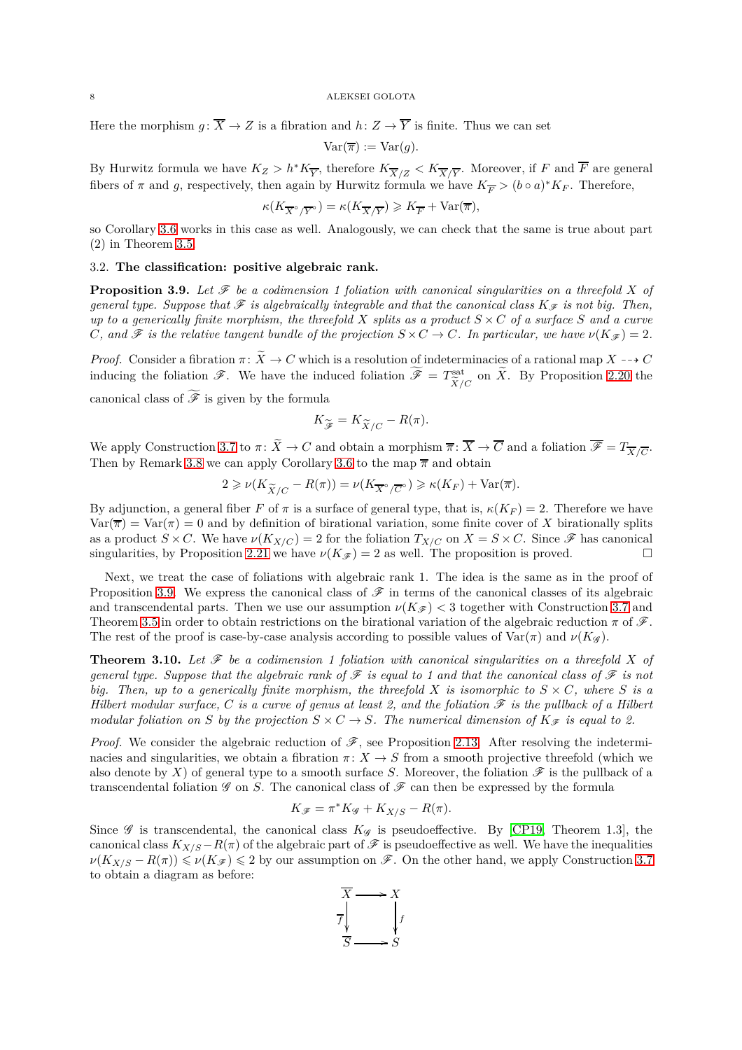Here the morphism $g\colon \overline{X} \to Z$ is a fibration and $h\colon Z \to \overline{Y}$ is finite. Thus we can set

$$\mathrm{Var}(\overline{\pi}) := \mathrm{Var}(g).$$

By Hurwitz formula we have $K_Z > h^* K_{\overline{Y}}$, therefore $K_{\overline{X}/Z} < K_{\overline{X}/\overline{Y}}$. Moreover, if $F$ and $\overline{F}$ are general fibers of $\pi$ and $g$, respectively, then again by Hurwitz formula we have $K_{\overline{F}} > (b \circ a)^* K_F$. Therefore,

$$\kappa(K_{\overline{X}^\circ/\overline{Y}^\circ}) = \kappa(K_{\overline{X}/\overline{Y}}) \geqslant K_{\overline{F}} + \mathrm{Var}(\overline{\pi}),$$

so Corollary 3.6 works in this case as well. Analogously, we can check that the same is true about part (2) in Theorem 3.5.

### 3.2. The classification: positive algebraic rank.

**Proposition 3.9.** *Let $\mathscr{F}$ be a codimension 1 foliation with canonical singularities on a threefold $X$ of general type. Suppose that $\mathscr{F}$ is algebraically integrable and that the canonical class $K_{\mathscr{F}}$ is not big. Then, up to a generically finite morphism, the threefold $X$ splits as a product $S \times C$ of a surface $S$ and a curve $C$, and $\mathscr{F}$ is the relative tangent bundle of the projection $S \times C \to C$. In particular, we have $\nu(K_{\mathscr{F}}) = 2$.*

*Proof.* Consider a fibration $\pi\colon \widetilde{X} \to C$ which is a resolution of indeterminacies of a rational map $X \dashrightarrow C$ inducing the foliation $\mathscr{F}$. We have the induced foliation $\widetilde{\mathscr{F}} = T^{\mathrm{sat}}_{\widetilde{X}/C}$ on $\widetilde{X}$. By Proposition 2.20 the canonical class of $\widetilde{\mathscr{F}}$ is given by the formula

$$K_{\widetilde{\mathscr{F}}} = K_{\widetilde{X}/C} - R(\pi).$$

We apply Construction 3.7 to $\pi\colon \widetilde{X} \to C$ and obtain a morphism $\overline{\pi}\colon \overline{X} \to \overline{C}$ and a foliation $\overline{\mathscr{F}} = T_{\overline{X}/\overline{C}}$. Then by Remark 3.8 we can apply Corollary 3.6 to the map $\overline{\pi}$ and obtain

$$2 \geqslant \nu(K_{\widetilde{X}/C} - R(\pi)) = \nu(K_{\overline{X}^\circ/\overline{C}^\circ}) \geqslant \kappa(K_F) + \mathrm{Var}(\overline{\pi}).$$

By adjunction, a general fiber $F$ of $\pi$ is a surface of general type, that is, $\kappa(K_F) = 2$. Therefore we have $\mathrm{Var}(\overline{\pi}) = \mathrm{Var}(\pi) = 0$ and by definition of birational variation, some finite cover of $X$ birationally splits as a product $S \times C$. We have $\nu(K_{X/C}) = 2$ for the foliation $T_{X/C}$ on $X = S \times C$. Since $\mathscr{F}$ has canonical singularities, by Proposition 2.21 we have $\nu(K_{\mathscr{F}}) = 2$ as well. The proposition is proved. □

Next, we treat the case of foliations with algebraic rank 1. The idea is the same as in the proof of Proposition 3.9. We express the canonical class of $\mathscr{F}$ in terms of the canonical classes of its algebraic and transcendental parts. Then we use our assumption $\nu(K_{\mathscr{F}}) < 3$ together with Construction 3.7 and Theorem 3.5 in order to obtain restrictions on the birational variation of the algebraic reduction $\pi$ of $\mathscr{F}$. The rest of the proof is case-by-case analysis according to possible values of $\mathrm{Var}(\pi)$ and $\nu(K_{\mathscr{G}})$.

**Theorem 3.10.** *Let $\mathscr{F}$ be a codimension 1 foliation with canonical singularities on a threefold $X$ of general type. Suppose that the algebraic rank of $\mathscr{F}$ is equal to 1 and that the canonical class of $\mathscr{F}$ is not big. Then, up to a generically finite morphism, the threefold $X$ is isomorphic to $S \times C$, where $S$ is a Hilbert modular surface, $C$ is a curve of genus at least 2, and the foliation $\mathscr{F}$ is the pullback of a Hilbert modular foliation on $S$ by the projection $S \times C \to S$. The numerical dimension of $K_{\mathscr{F}}$ is equal to 2.*

*Proof.* We consider the algebraic reduction of $\mathscr{F}$, see Proposition 2.13. After resolving the indeterminacies and singularities, we obtain a fibration $\pi\colon X \to S$ from a smooth projective threefold (which we also denote by $X$) of general type to a smooth surface $S$. Moreover, the foliation $\mathscr{F}$ is the pullback of a transcendental foliation $\mathscr{G}$ on $S$. The canonical class of $\mathscr{F}$ can then be expressed by the formula

$$K_{\mathscr{F}} = \pi^* K_{\mathscr{G}} + K_{X/S} - R(\pi).$$

Since $\mathscr{G}$ is transcendental, the canonical class $K_{\mathscr{G}}$ is pseudoeffective. By [CP19, Theorem 1.3], the canonical class $K_{X/S} - R(\pi)$ of the algebraic part of $\mathscr{F}$ is pseudoeffective as well. We have the inequalities $\nu(K_{X/S} - R(\pi)) \leqslant \nu(K_{\mathscr{F}}) \leqslant 2$ by our assumption on $\mathscr{F}$. On the other hand, we apply Construction 3.7 to obtain a diagram as before:

$$\begin{array}{ccc} \overline{X} & \longrightarrow & X \\ {\scriptstyle \overline{f}}\downarrow & & \downarrow{\scriptstyle f} \\ \overline{S} & \longrightarrow & S \end{array}$$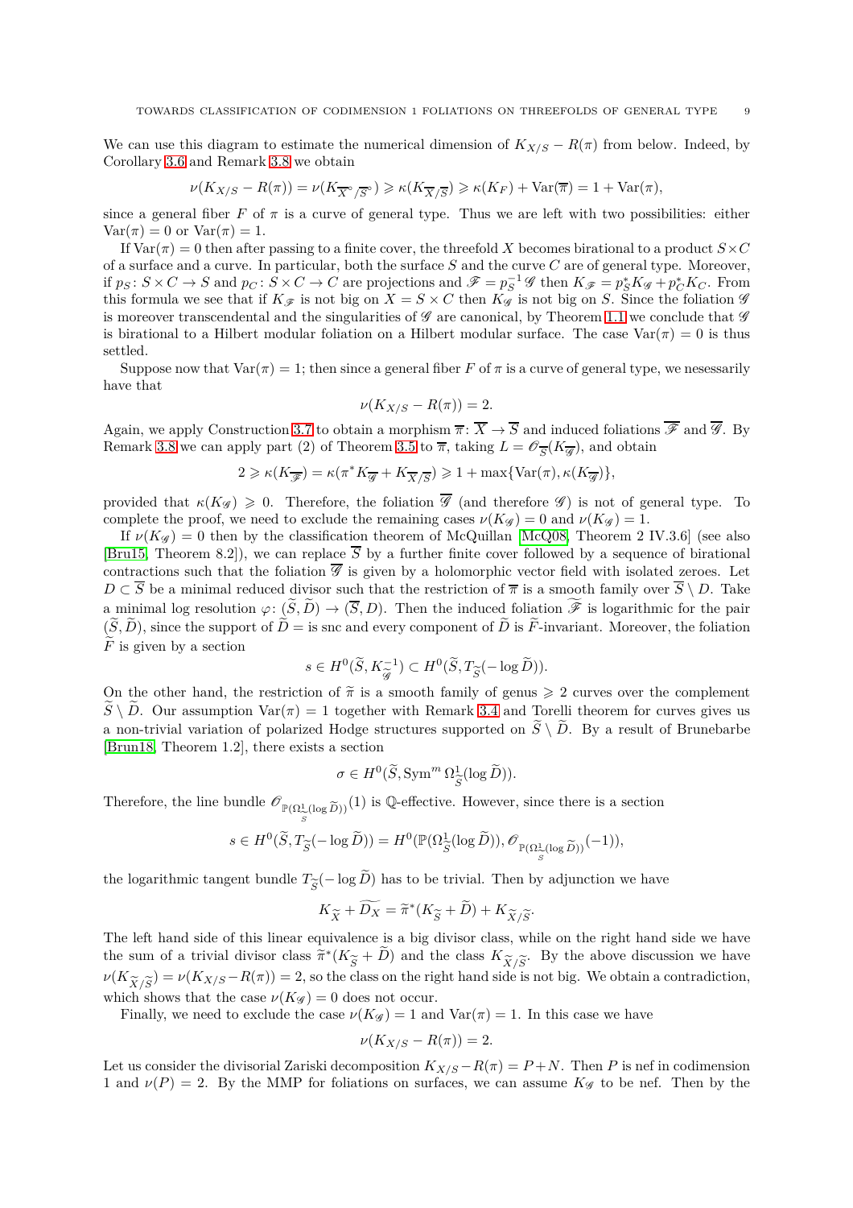We can use this diagram to estimate the numerical dimension of $K_{X/S} - R(\pi)$ from below. Indeed, by Corollary 3.6 and Remark 3.8 we obtain

$$\nu(K_{X/S} - R(\pi)) = \nu(K_{\overline{X}^\circ/\overline{S}^\circ}) \geqslant \kappa(K_{\overline{X}/\overline{S}}) \geqslant \kappa(K_F) + \mathrm{Var}(\overline{\pi}) = 1 + \mathrm{Var}(\pi),$$

since a general fiber $F$ of $\pi$ is a curve of general type. Thus we are left with two possibilities: either $\mathrm{Var}(\pi) = 0$ or $\mathrm{Var}(\pi) = 1$.

If $\mathrm{Var}(\pi) = 0$ then after passing to a finite cover, the threefold $X$ becomes birational to a product $S \times C$ of a surface and a curve. In particular, both the surface $S$ and the curve $C$ are of general type. Moreover, if $p_S \colon S \times C \to S$ and $p_C \colon S \times C \to C$ are projections and $\mathscr{F} = p_S^{-1}\mathscr{G}$ then $K_{\mathscr{F}} = p_S^* K_{\mathscr{G}} + p_C^* K_C$. From this formula we see that if $K_{\mathscr{F}}$ is not big on $X = S \times C$ then $K_{\mathscr{G}}$ is not big on $S$. Since the foliation $\mathscr{G}$ is moreover transcendental and the singularities of $\mathscr{G}$ are canonical, by Theorem 1.1 we conclude that $\mathscr{G}$ is birational to a Hilbert modular foliation on a Hilbert modular surface. The case $\mathrm{Var}(\pi) = 0$ is thus settled.

Suppose now that $\mathrm{Var}(\pi) = 1$; then since a general fiber $F$ of $\pi$ is a curve of general type, we nesessarily have that

$$\nu(K_{X/S} - R(\pi)) = 2.$$

Again, we apply Construction 3.7 to obtain a morphism $\overline{\pi} \colon \overline{X} \to \overline{S}$ and induced foliations $\overline{\mathscr{F}}$ and $\overline{\mathscr{G}}$. By Remark 3.8 we can apply part (2) of Theorem 3.5 to $\overline{\pi}$, taking $L = \mathscr{O}_{\overline{S}}(K_{\overline{\mathscr{G}}})$, and obtain

$$2 \geqslant \kappa(K_{\overline{\mathscr{F}}}) = \kappa(\pi^* K_{\overline{\mathscr{G}}} + K_{\overline{X}/\overline{S}}) \geqslant 1 + \max\{\mathrm{Var}(\pi), \kappa(K_{\overline{\mathscr{G}}})\},$$

provided that $\kappa(K_{\mathscr{G}}) \geqslant 0$. Therefore, the foliation $\overline{\mathscr{G}}$ (and therefore $\mathscr{G}$) is not of general type. To complete the proof, we need to exclude the remaining cases $\nu(K_{\mathscr{G}}) = 0$ and $\nu(K_{\mathscr{G}}) = 1$.

If $\nu(K_{\mathscr{G}}) = 0$ then by the classification theorem of McQuillan [McQ08, Theorem 2 IV.3.6] (see also [Bru15, Theorem 8.2]), we can replace $\overline{S}$ by a further finite cover followed by a sequence of birational contractions such that the foliation $\overline{\mathscr{G}}$ is given by a holomorphic vector field with isolated zeroes. Let $D \subset \overline{S}$ be a minimal reduced divisor such that the restriction of $\overline{\pi}$ is a smooth family over $\overline{S} \setminus D$. Take a minimal log resolution $\varphi \colon (\widetilde{S}, \widetilde{D}) \to (\overline{S}, D)$. Then the induced foliation $\widetilde{\mathscr{F}}$ is logarithmic for the pair $(\widetilde{S}, \widetilde{D})$, since the support of $\widetilde{D} =$ is snc and every component of $\widetilde{D}$ is $\widetilde{F}$-invariant. Moreover, the foliation $\widetilde{F}$ is given by a section

$$s \in H^0(\widetilde{S}, K_{\widetilde{\mathscr{G}}}^{-1}) \subset H^0(\widetilde{S}, T_{\widetilde{S}}(-\log \widetilde{D})).$$

On the other hand, the restriction of $\widetilde{\pi}$ is a smooth family of genus $\geqslant 2$ curves over the complement $\widetilde{S} \setminus \widetilde{D}$. Our assumption $\mathrm{Var}(\pi) = 1$ together with Remark 3.4 and Torelli theorem for curves gives us a non-trivial variation of polarized Hodge structures supported on $\widetilde{S} \setminus \widetilde{D}$. By a result of Brunebarbe [Brun18, Theorem 1.2], there exists a section

$$\sigma \in H^0(\widetilde{S}, \mathrm{Sym}^m \, \Omega^1_{\widetilde{S}}(\log \widetilde{D})).$$

Therefore, the line bundle $\mathscr{O}_{\mathbb{P}(\Omega^1_{\widetilde{S}}(\log \widetilde{D}))}(1)$ is $\mathbb{Q}$-effective. However, since there is a section

$$s \in H^0(\widetilde{S}, T_{\widetilde{S}}(-\log \widetilde{D})) = H^0(\mathbb{P}(\Omega^1_{\widetilde{S}}(\log \widetilde{D})), \mathscr{O}_{\mathbb{P}(\Omega^1_{\widetilde{S}}(\log \widetilde{D}))}(-1)),$$

the logarithmic tangent bundle $T_{\widetilde{S}}(-\log \widetilde{D})$ has to be trivial. Then by adjunction we have

$$K_{\widetilde{X}} + \widetilde{D_X} = \widetilde{\pi}^*(K_{\widetilde{S}} + \widetilde{D}) + K_{\widetilde{X}/\widetilde{S}}.$$

The left hand side of this linear equivalence is a big divisor class, while on the right hand side we have the sum of a trivial divisor class $\widetilde{\pi}^*(K_{\widetilde{S}} + \widetilde{D})$ and the class $K_{\widetilde{X}/\widetilde{S}}$. By the above discussion we have $\nu(K_{\widetilde{X}/\widetilde{S}}) = \nu(K_{X/S} - R(\pi)) = 2$, so the class on the right hand side is not big. We obtain a contradiction, which shows that the case $\nu(K_{\mathscr{G}}) = 0$ does not occur.

Finally, we need to exclude the case $\nu(K_{\mathscr{G}}) = 1$ and $\mathrm{Var}(\pi) = 1$. In this case we have

$$\nu(K_{X/S} - R(\pi)) = 2.$$

Let us consider the divisorial Zariski decomposition $K_{X/S} - R(\pi) = P + N$. Then $P$ is nef in codimension 1 and $\nu(P) = 2$. By the MMP for foliations on surfaces, we can assume $K_{\mathscr{G}}$ to be nef. Then by the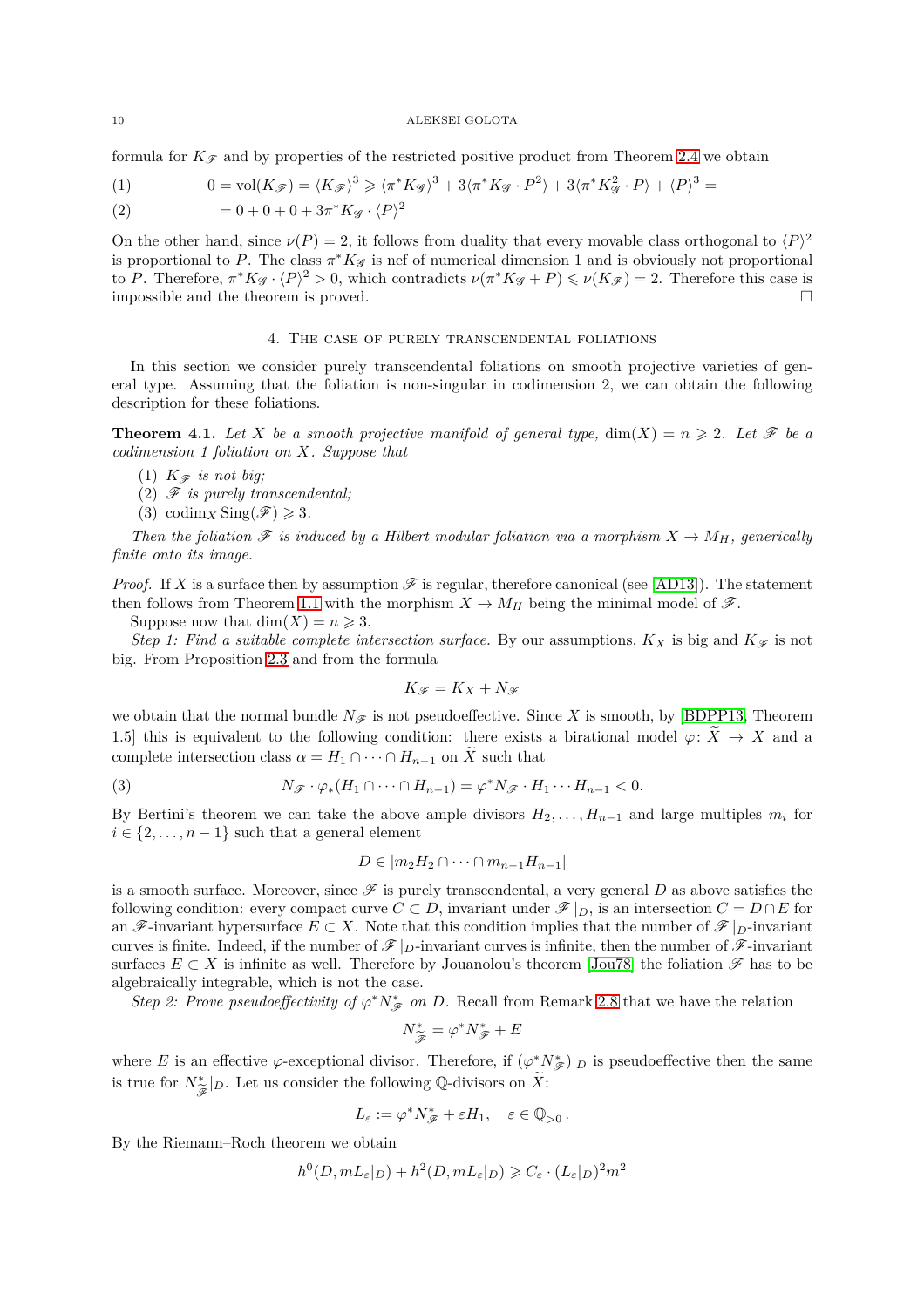formula for $K_{\mathscr{F}}$ and by properties of the restricted positive product from Theorem 2.4 we obtain

$$0 = \mathrm{vol}(K_{\mathscr{F}}) = \langle K_{\mathscr{F}} \rangle^3 \geqslant \langle \pi^* K_{\mathscr{G}} \rangle^3 + 3\langle \pi^* K_{\mathscr{G}} \cdot P^2 \rangle + 3\langle \pi^* K_{\mathscr{G}}^2 \cdot P \rangle + \langle P \rangle^3 = \tag{1}$$

$$= 0 + 0 + 0 + 3\pi^* K_{\mathscr{G}} \cdot \langle P \rangle^2 \tag{2}$$

On the other hand, since $\nu(P) = 2$, it follows from duality that every movable class orthogonal to $\langle P \rangle^2$ is proportional to $P$. The class $\pi^* K_{\mathscr{G}}$ is nef of numerical dimension 1 and is obviously not proportional to $P$. Therefore, $\pi^* K_{\mathscr{G}} \cdot \langle P \rangle^2 > 0$, which contradicts $\nu(\pi^* K_{\mathscr{G}} + P) \leqslant \nu(K_{\mathscr{F}}) = 2$. Therefore this case is impossible and the theorem is proved. □

## 4. The case of purely transcendental foliations

In this section we consider purely transcendental foliations on smooth projective varieties of general type. Assuming that the foliation is non-singular in codimension 2, we can obtain the following description for these foliations.

**Theorem 4.1.** *Let $X$ be a smooth projective manifold of general type, $\dim(X) = n \geqslant 2$. Let $\mathscr{F}$ be a codimension 1 foliation on $X$. Suppose that*

1. *$K_{\mathscr{F}}$ is not big;*
2. *$\mathscr{F}$ is purely transcendental;*
3. *$\mathrm{codim}_X \mathrm{Sing}(\mathscr{F}) \geqslant 3$.*

*Then the foliation $\mathscr{F}$ is induced by a Hilbert modular foliation via a morphism $X \to M_H$, generically finite onto its image.*

*Proof.* If $X$ is a surface then by assumption $\mathscr{F}$ is regular, therefore canonical (see [AD13]). The statement then follows from Theorem 1.1 with the morphism $X \to M_H$ being the minimal model of $\mathscr{F}$.

Suppose now that $\dim(X) = n \geqslant 3$.

*Step 1: Find a suitable complete intersection surface.* By our assumptions, $K_X$ is big and $K_{\mathscr{F}}$ is not big. From Proposition 2.3 and from the formula

$$K_{\mathscr{F}} = K_X + N_{\mathscr{F}}$$

we obtain that the normal bundle $N_{\mathscr{F}}$ is not pseudoeffective. Since $X$ is smooth, by [BDPP13, Theorem 1.5] this is equivalent to the following condition: there exists a birational model $\varphi\colon \widetilde{X} \to X$ and a complete intersection class $\alpha = H_1 \cap \cdots \cap H_{n-1}$ on $\widetilde{X}$ such that

$$N_{\mathscr{F}} \cdot \varphi_*(H_1 \cap \cdots \cap H_{n-1}) = \varphi^* N_{\mathscr{F}} \cdot H_1 \cdots H_{n-1} < 0. \tag{3}$$

By Bertini's theorem we can take the above ample divisors $H_2, \ldots, H_{n-1}$ and large multiples $m_i$ for $i \in \{2, \ldots, n-1\}$ such that a general element

$$D \in |m_2 H_2 \cap \cdots \cap m_{n-1} H_{n-1}|$$

is a smooth surface. Moreover, since $\mathscr{F}$ is purely transcendental, a very general $D$ as above satisfies the following condition: every compact curve $C \subset D$, invariant under $\mathscr{F}|_D$, is an intersection $C = D \cap E$ for an $\mathscr{F}$-invariant hypersurface $E \subset X$. Note that this condition implies that the number of $\mathscr{F}|_D$-invariant curves is finite. Indeed, if the number of $\mathscr{F}|_D$-invariant curves is infinite, then the number of $\mathscr{F}$-invariant surfaces $E \subset X$ is infinite as well. Therefore by Jouanolou's theorem [Jou78] the foliation $\mathscr{F}$ has to be algebraically integrable, which is not the case.

*Step 2: Prove pseudoeffectivity of $\varphi^* N^*_{\mathscr{F}}$ on $D$.* Recall from Remark 2.8 that we have the relation

$$N^*_{\widetilde{\mathscr{F}}} = \varphi^* N^*_{\mathscr{F}} + E$$

where $E$ is an effective $\varphi$-exceptional divisor. Therefore, if $(\varphi^* N^*_{\mathscr{F}})|_D$ is pseudoeffective then the same is true for $N^*_{\widetilde{\mathscr{F}}}|_D$. Let us consider the following $\mathbb{Q}$-divisors on $\widetilde{X}$:

$$L_\varepsilon := \varphi^* N^*_{\mathscr{F}} + \varepsilon H_1, \quad \varepsilon \in \mathbb{Q}_{>0}.$$

By the Riemann–Roch theorem we obtain

$$h^0(D, mL_\varepsilon|_D) + h^2(D, mL_\varepsilon|_D) \geqslant C_\varepsilon \cdot (L_\varepsilon|_D)^2 m^2$$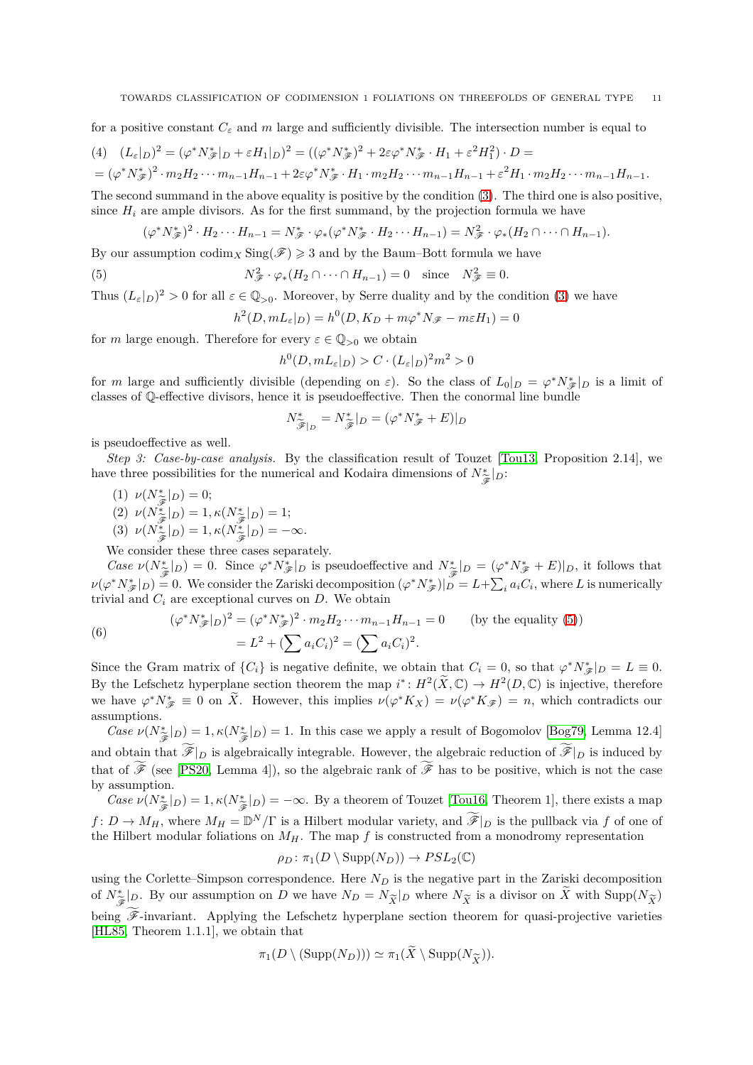for a positive constant $C_\varepsilon$ and $m$ large and sufficiently divisible. The intersection number is equal to

$$(4)\quad (L_\varepsilon|_D)^2 = (\varphi^* N^*_{\mathscr{F}}|_D + \varepsilon H_1|_D)^2 = ((\varphi^* N^*_{\mathscr{F}})^2 + 2\varepsilon \varphi^* N^*_{\mathscr{F}} \cdot H_1 + \varepsilon^2 H_1^2) \cdot D =$$
$$= (\varphi^* N^*_{\mathscr{F}})^2 \cdot m_2 H_2 \cdots m_{n-1} H_{n-1} + 2\varepsilon \varphi^* N^*_{\mathscr{F}} \cdot H_1 \cdot m_2 H_2 \cdots m_{n-1} H_{n-1} + \varepsilon^2 H_1 \cdot m_2 H_2 \cdots m_{n-1} H_{n-1}.$$

The second summand in the above equality is positive by the condition (3). The third one is also positive, since $H_i$ are ample divisors. As for the first summand, by the projection formula we have

$$(\varphi^* N^*_{\mathscr{F}})^2 \cdot H_2 \cdots H_{n-1} = N^*_{\mathscr{F}} \cdot \varphi_*(\varphi^* N^*_{\mathscr{F}} \cdot H_2 \cdots H_{n-1}) = N^2_{\mathscr{F}} \cdot \varphi_*(H_2 \cap \cdots \cap H_{n-1}).$$

By our assumption $\operatorname{codim}_X \operatorname{Sing}(\mathscr{F}) \geqslant 3$ and by the Baum–Bott formula we have

$$(5)\qquad N^2_{\mathscr{F}} \cdot \varphi_*(H_2 \cap \cdots \cap H_{n-1}) = 0 \quad \text{since} \quad N^2_{\mathscr{F}} \equiv 0.$$

Thus $(L_\varepsilon|_D)^2 > 0$ for all $\varepsilon \in \mathbb{Q}_{>0}$. Moreover, by Serre duality and by the condition (3) we have

$$h^2(D, mL_\varepsilon|_D) = h^0(D, K_D + m\varphi^* N_{\mathscr{F}} - m\varepsilon H_1) = 0$$

for $m$ large enough. Therefore for every $\varepsilon \in \mathbb{Q}_{>0}$ we obtain

$$h^0(D, mL_\varepsilon|_D) > C \cdot (L_\varepsilon|_D)^2 m^2 > 0$$

for $m$ large and sufficiently divisible (depending on $\varepsilon$). So the class of $L_0|_D = \varphi^* N^*_{\mathscr{F}}|_D$ is a limit of classes of $\mathbb{Q}$-effective divisors, hence it is pseudoeffective. Then the conormal line bundle

$$N^*_{\widetilde{\mathscr{F}}|_D} = N^*_{\widetilde{\mathscr{F}}}|_D = (\varphi^* N^*_{\mathscr{F}} + E)|_D$$

is pseudoeffective as well.

*Step 3: Case-by-case analysis.* By the classification result of Touzet [Tou13, Proposition 2.14], we have three possibilities for the numerical and Kodaira dimensions of $N^*_{\widetilde{\mathscr{F}}}|_D$:

1. $\nu(N^*_{\widetilde{\mathscr{F}}}|_D) = 0$;
2. $\nu(N^*_{\widetilde{\mathscr{F}}}|_D) = 1, \kappa(N^*_{\widetilde{\mathscr{F}}}|_D) = 1$;
3. $\nu(N^*_{\widetilde{\mathscr{F}}}|_D) = 1, \kappa(N^*_{\widetilde{\mathscr{F}}}|_D) = -\infty$.

We consider these three cases separately.

*Case* $\nu(N^*_{\widetilde{\mathscr{F}}}|_D) = 0$. Since $\varphi^* N^*_{\mathscr{F}}|_D$ is pseudoeffective and $N^*_{\widetilde{\mathscr{F}}}|_D = (\varphi^* N^*_{\mathscr{F}} + E)|_D$, it follows that $\nu(\varphi^* N^*_{\mathscr{F}}|_D) = 0$. We consider the Zariski decomposition $(\varphi^* N^*_{\mathscr{F}})|_D = L + \sum_i a_i C_i$, where $L$ is numerically trivial and $C_i$ are exceptional curves on $D$. We obtain

$$(6)\qquad \begin{aligned}(\varphi^* N^*_{\mathscr{F}}|_D)^2 &= (\varphi^* N^*_{\mathscr{F}})^2 \cdot m_2 H_2 \cdots m_{n-1} H_{n-1} = 0 \qquad \text{(by the equality (5))}\\ &= L^2 + (\textstyle\sum a_i C_i)^2 = (\textstyle\sum a_i C_i)^2.\end{aligned}$$

Since the Gram matrix of $\{C_i\}$ is negative definite, we obtain that $C_i = 0$, so that $\varphi^* N^*_{\mathscr{F}}|_D = L \equiv 0$. By the Lefschetz hyperplane section theorem the map $i^* \colon H^2(\widetilde{X}, \mathbb{C}) \to H^2(D, \mathbb{C})$ is injective, therefore we have $\varphi^* N^*_{\mathscr{F}} \equiv 0$ on $\widetilde{X}$. However, this implies $\nu(\varphi^* K_X) = \nu(\varphi^* K_{\mathscr{F}}) = n$, which contradicts our assumptions.

*Case* $\nu(N^*_{\widetilde{\mathscr{F}}}|_D) = 1, \kappa(N^*_{\widetilde{\mathscr{F}}}|_D) = 1$. In this case we apply a result of Bogomolov [Bog79, Lemma 12.4] and obtain that $\widetilde{\mathscr{F}}|_D$ is algebraically integrable. However, the algebraic reduction of $\widetilde{\mathscr{F}}|_D$ is induced by that of $\widetilde{\mathscr{F}}$ (see [PS20, Lemma 4]), so the algebraic rank of $\widetilde{\mathscr{F}}$ has to be positive, which is not the case by assumption.

*Case* $\nu(N^*_{\widetilde{\mathscr{F}}}|_D) = 1, \kappa(N^*_{\widetilde{\mathscr{F}}}|_D) = -\infty$. By a theorem of Touzet [Tou16, Theorem 1], there exists a map $f \colon D \to M_H$, where $M_H = \mathbb{D}^N/\Gamma$ is a Hilbert modular variety, and $\widetilde{\mathscr{F}}|_D$ is the pullback via $f$ of one of the Hilbert modular foliations on $M_H$. The map $f$ is constructed from a monodromy representation

$$\rho_D \colon \pi_1(D \setminus \operatorname{Supp}(N_D)) \to PSL_2(\mathbb{C})$$

using the Corlette–Simpson correspondence. Here $N_D$ is the negative part in the Zariski decomposition of $N^*_{\widetilde{\mathscr{F}}}|_D$. By our assumption on $D$ we have $N_D = N_{\widetilde{X}}|_D$ where $N_{\widetilde{X}}$ is a divisor on $\widetilde{X}$ with $\operatorname{Supp}(N_{\widetilde{X}})$ being $\widetilde{\mathscr{F}}$-invariant. Applying the Lefschetz hyperplane section theorem for quasi-projective varieties [HL85, Theorem 1.1.1], we obtain that

$$\pi_1(D \setminus (\operatorname{Supp}(N_D))) \simeq \pi_1(\widetilde{X} \setminus \operatorname{Supp}(N_{\widetilde{X}})).$$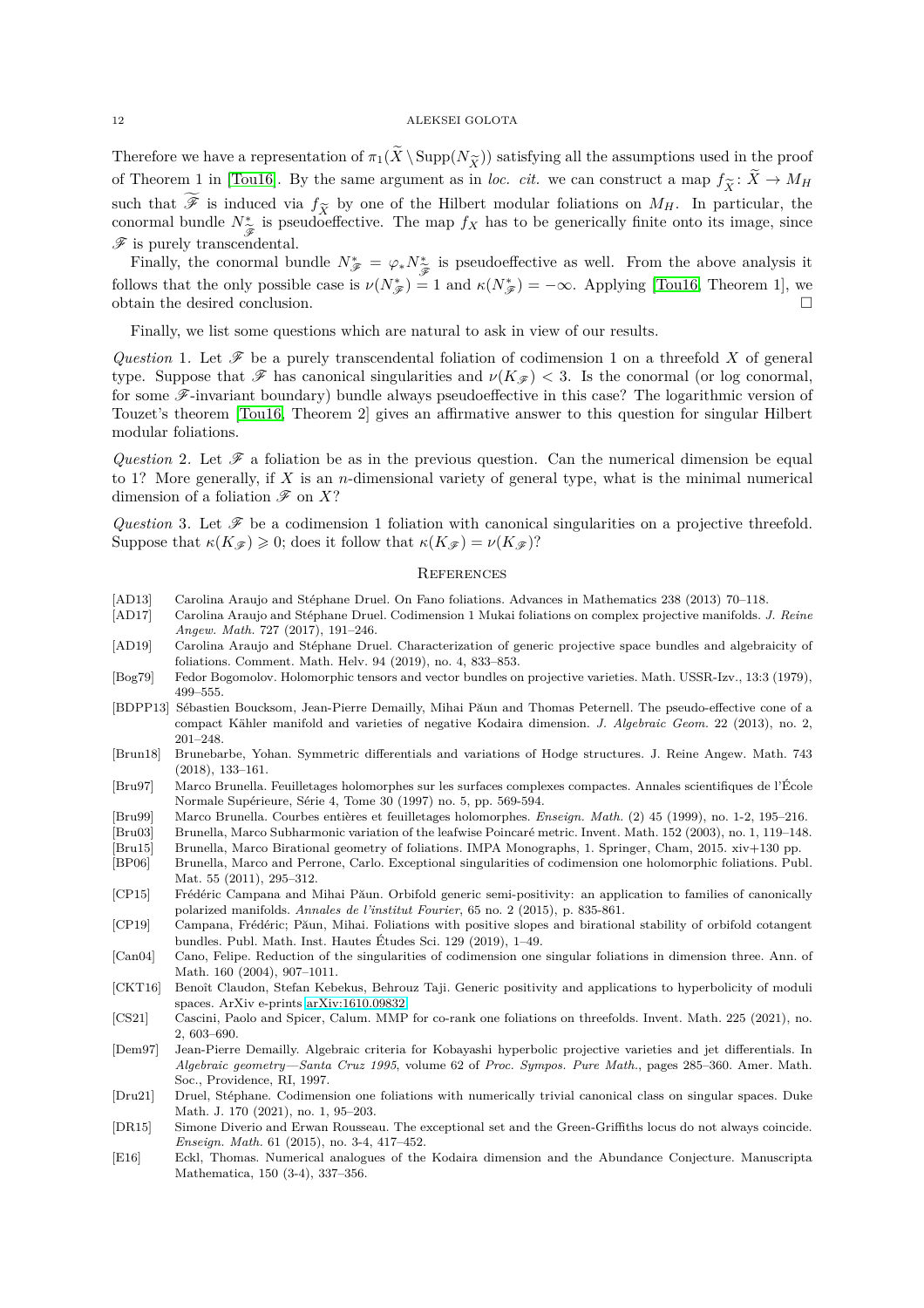Therefore we have a representation of $\pi_1(\widetilde{X} \setminus \mathrm{Supp}(N_{\widetilde{X}}))$ satisfying all the assumptions used in the proof of Theorem 1 in [Tou16]. By the same argument as in *loc. cit.* we can construct a map $f_{\widetilde{X}} \colon \widetilde{X} \to M_H$ such that $\widetilde{\mathscr{F}}$ is induced via $f_{\widetilde{X}}$ by one of the Hilbert modular foliations on $M_H$. In particular, the conormal bundle $N^*_{\widetilde{\mathscr{F}}}$ is pseudoeffective. The map $f_X$ has to be generically finite onto its image, since $\mathscr{F}$ is purely transcendental.

Finally, the conormal bundle $N^*_{\mathscr{F}} = \varphi_* N^*_{\widetilde{\mathscr{F}}}$ is pseudoeffective as well. From the above analysis it follows that the only possible case is $\nu(N^*_{\mathscr{F}}) = 1$ and $\kappa(N^*_{\mathscr{F}}) = -\infty$. Applying [Tou16, Theorem 1], we obtain the desired conclusion. $\square$

Finally, we list some questions which are natural to ask in view of our results.

*Question* 1. Let $\mathscr{F}$ be a purely transcendental foliation of codimension 1 on a threefold $X$ of general type. Suppose that $\mathscr{F}$ has canonical singularities and $\nu(K_{\mathscr{F}}) < 3$. Is the conormal (or log conormal, for some $\mathscr{F}$-invariant boundary) bundle always pseudoeffective in this case? The logarithmic version of Touzet's theorem [Tou16, Theorem 2] gives an affirmative answer to this question for singular Hilbert modular foliations.

*Question* 2. Let $\mathscr{F}$ a foliation be as in the previous question. Can the numerical dimension be equal to 1? More generally, if $X$ is an $n$-dimensional variety of general type, what is the minimal numerical dimension of a foliation $\mathscr{F}$ on $X$?

*Question* 3. Let $\mathscr{F}$ be a codimension 1 foliation with canonical singularities on a projective threefold. Suppose that $\kappa(K_{\mathscr{F}}) \geqslant 0$; does it follow that $\kappa(K_{\mathscr{F}}) = \nu(K_{\mathscr{F}})$?

## References

- [AD13] Carolina Araujo and Stéphane Druel. On Fano foliations. Advances in Mathematics 238 (2013) 70–118.
- [AD17] Carolina Araujo and Stéphane Druel. Codimension 1 Mukai foliations on complex projective manifolds. *J. Reine Angew. Math.* 727 (2017), 191–246.
- [AD19] Carolina Araujo and Stéphane Druel. Characterization of generic projective space bundles and algebraicity of foliations. Comment. Math. Helv. 94 (2019), no. 4, 833–853.
- [Bog79] Fedor Bogomolov. Holomorphic tensors and vector bundles on projective varieties. Math. USSR-Izv., 13:3 (1979), 499–555.
- [BDPP13] Sébastien Boucksom, Jean-Pierre Demailly, Mihai Păun and Thomas Peternell. The pseudo-effective cone of a compact Kähler manifold and varieties of negative Kodaira dimension. *J. Algebraic Geom.* 22 (2013), no. 2, 201–248.
- [Brun18] Brunebarbe, Yohan. Symmetric differentials and variations of Hodge structures. J. Reine Angew. Math. 743 (2018), 133–161.
- [Bru97] Marco Brunella. Feuilletages holomorphes sur les surfaces complexes compactes. Annales scientifiques de l'École Normale Supérieure, Série 4, Tome 30 (1997) no. 5, pp. 569-594.
- [Bru99] Marco Brunella. Courbes entières et feuilletages holomorphes. *Enseign. Math.* (2) 45 (1999), no. 1-2, 195–216.
- [Bru03] Brunella, Marco Subharmonic variation of the leafwise Poincaré metric. Invent. Math. 152 (2003), no. 1, 119–148.
- [Bru15] Brunella, Marco Birational geometry of foliations. IMPA Monographs, 1. Springer, Cham, 2015. xiv+130 pp.
- [BP06] Brunella, Marco and Perrone, Carlo. Exceptional singularities of codimension one holomorphic foliations. Publ. Mat. 55 (2011), 295–312.
- [CP15] Frédéric Campana and Mihai Păun. Orbifold generic semi-positivity: an application to families of canonically polarized manifolds. *Annales de l'institut Fourier*, 65 no. 2 (2015), p. 835-861.
- [CP19] Campana, Frédéric; Păun, Mihai. Foliations with positive slopes and birational stability of orbifold cotangent bundles. Publ. Math. Inst. Hautes Études Sci. 129 (2019), 1–49.
- [Can04] Cano, Felipe. Reduction of the singularities of codimension one singular foliations in dimension three. Ann. of Math. 160 (2004), 907–1011.
- [CKT16] Benoît Claudon, Stefan Kebekus, Behrouz Taji. Generic positivity and applications to hyperbolicity of moduli spaces. ArXiv e-prints arXiv:1610.09832.
- [CS21] Cascini, Paolo and Spicer, Calum. MMP for co-rank one foliations on threefolds. Invent. Math. 225 (2021), no. 2, 603–690.
- [Dem97] Jean-Pierre Demailly. Algebraic criteria for Kobayashi hyperbolic projective varieties and jet differentials. In *Algebraic geometry—Santa Cruz 1995*, volume 62 of *Proc. Sympos. Pure Math.*, pages 285–360. Amer. Math. Soc., Providence, RI, 1997.
- [Dru21] Druel, Stéphane. Codimension one foliations with numerically trivial canonical class on singular spaces. Duke Math. J. 170 (2021), no. 1, 95–203.
- [DR15] Simone Diverio and Erwan Rousseau. The exceptional set and the Green-Griffiths locus do not always coincide. *Enseign. Math.* 61 (2015), no. 3-4, 417–452.
- [E16] Eckl, Thomas. Numerical analogues of the Kodaira dimension and the Abundance Conjecture. Manuscripta Mathematica, 150 (3-4), 337–356.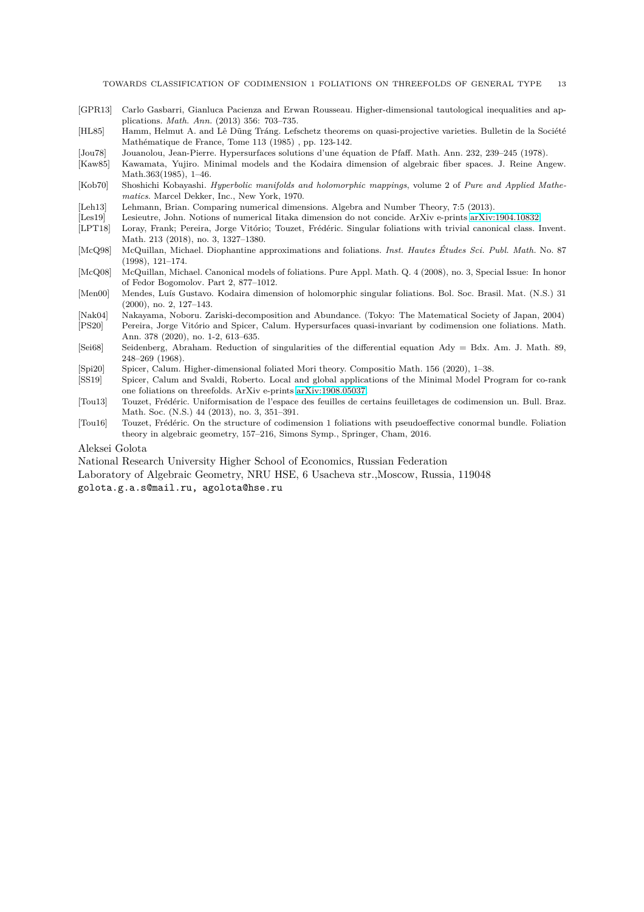[GPR13] Carlo Gasbarri, Gianluca Pacienza and Erwan Rousseau. Higher-dimensional tautological inequalities and applications. *Math. Ann.* (2013) 356: 703–735.

[HL85] Hamm, Helmut A. and Lê Dũng Tráng. Lefschetz theorems on quasi-projective varieties. Bulletin de la Société Mathématique de France, Tome 113 (1985) , pp. 123-142.

[Jou78] Jouanolou, Jean-Pierre. Hypersurfaces solutions d'une équation de Pfaff. Math. Ann. 232, 239–245 (1978).

[Kaw85] Kawamata, Yujiro. Minimal models and the Kodaira dimension of algebraic fiber spaces. J. Reine Angew. Math.363(1985), 1–46.

[Kob70] Shoshichi Kobayashi. *Hyperbolic manifolds and holomorphic mappings*, volume 2 of *Pure and Applied Mathematics*. Marcel Dekker, Inc., New York, 1970.

[Leh13] Lehmann, Brian. Comparing numerical dimensions. Algebra and Number Theory, 7:5 (2013).

[Les19] Lesieutre, John. Notions of numerical Iitaka dimension do not concide. ArXiv e-prints arXiv:1904.10832

[LPT18] Loray, Frank; Pereira, Jorge Vitório; Touzet, Frédéric. Singular foliations with trivial canonical class. Invent. Math. 213 (2018), no. 3, 1327–1380.

[McQ98] McQuillan, Michael. Diophantine approximations and foliations. *Inst. Hautes Études Sci. Publ. Math.* No. 87 (1998), 121–174.

[McQ08] McQuillan, Michael. Canonical models of foliations. Pure Appl. Math. Q. 4 (2008), no. 3, Special Issue: In honor of Fedor Bogomolov. Part 2, 877–1012.

[Men00] Mendes, Luís Gustavo. Kodaira dimension of holomorphic singular foliations. Bol. Soc. Brasil. Mat. (N.S.) 31 (2000), no. 2, 127–143.

[Nak04] Nakayama, Noboru. Zariski-decomposition and Abundance. (Tokyo: The Matematical Society of Japan, 2004)

[PS20] Pereira, Jorge Vitório and Spicer, Calum. Hypersurfaces quasi-invariant by codimension one foliations. Math. Ann. 378 (2020), no. 1-2, 613–635.

[Sei68] Seidenberg, Abraham. Reduction of singularities of the differential equation Ady = Bdx. Am. J. Math. 89, 248–269 (1968).

[Spi20] Spicer, Calum. Higher-dimensional foliated Mori theory. Compositio Math. 156 (2020), 1–38.

[SS19] Spicer, Calum and Svaldi, Roberto. Local and global applications of the Minimal Model Program for co-rank one foliations on threefolds. ArXiv e-prints arXiv:1908.05037

[Tou13] Touzet, Frédéric. Uniformisation de l'espace des feuilles de certains feuilletages de codimension un. Bull. Braz. Math. Soc. (N.S.) 44 (2013), no. 3, 351–391.

[Tou16] Touzet, Frédéric. On the structure of codimension 1 foliations with pseudoeffective conormal bundle. Foliation theory in algebraic geometry, 157–216, Simons Symp., Springer, Cham, 2016.

Aleksei Golota

National Research University Higher School of Economics, Russian Federation

Laboratory of Algebraic Geometry, NRU HSE, 6 Usacheva str.,Moscow, Russia, 119048

golota.g.a.s@mail.ru, agolota@hse.ru